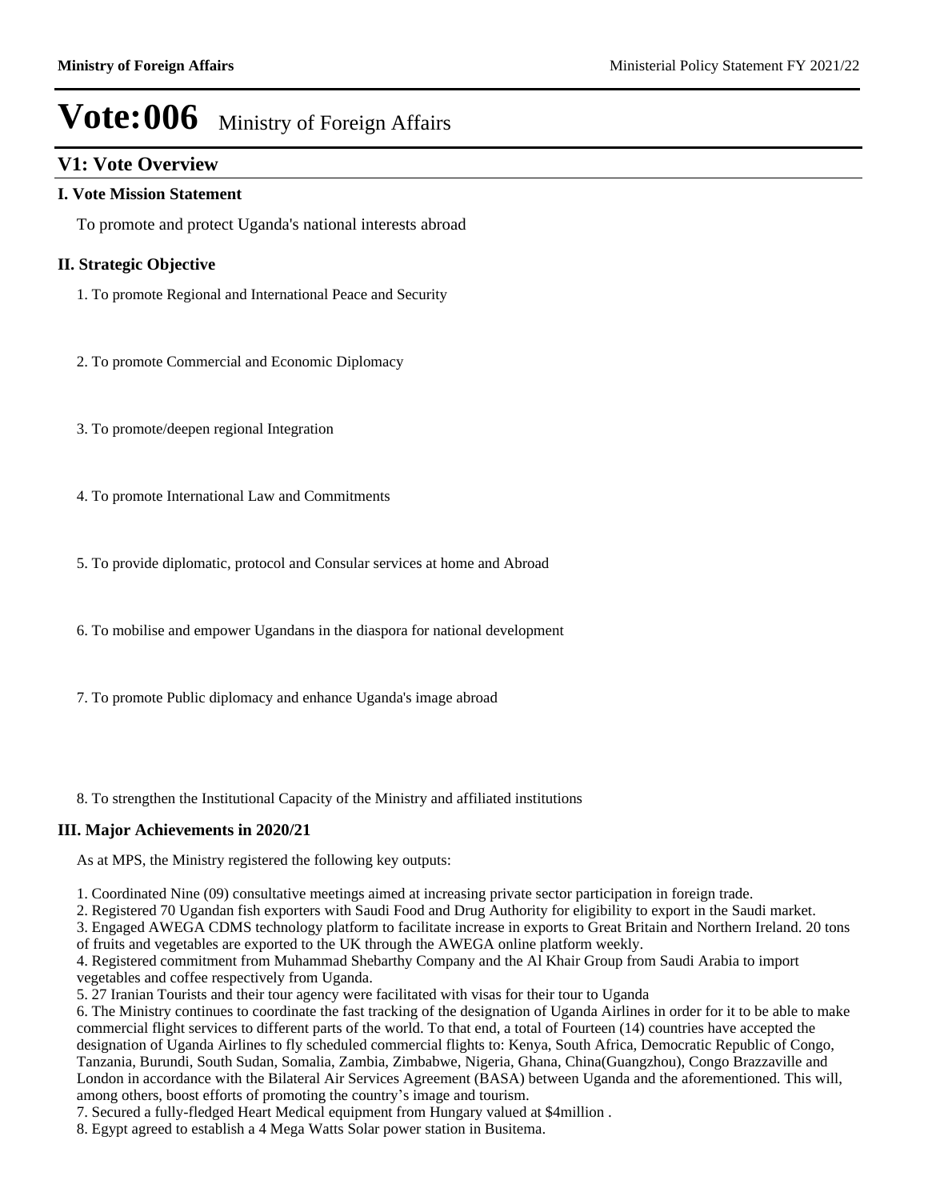# Vote:006 Ministry of Foreign Affairs

## V1: Vote Overview

### I. Vote Mission Statement

To promote and protect Uganda's national interests abroad

### II. Strategic Objective

1. To promote Regional and International Peace and Security

2. To promote Commercial and Economic Diplomacy

3. To promote/deepen regional Integration

4. To promote International Law and Commitments

5. To provide diplomatic, protocol and Consular services at home and Abroad

6. To mobilise and empower Ugandans in the diaspora for national development

7. To promote Public diplomacy and enhance Uganda's image abroad

8. To strengthen the Institutional Capacity of the Ministry and affiliated institutions

### III. Major Achievements in 2020/21

As at MPS, the Ministry registered the following key outputs:

1. Coordinated Nine (09) consultative meetings aimed at increasing private sector participation in foreign trade.
2. Registered 70 Ugandan fish exporters with Saudi Food and Drug Authority for eligibility to export in the Saudi market.
3. Engaged AWEGA CDMS technology platform to facilitate increase in exports to Great Britain and Northern Ireland. 20 tons of fruits and vegetables are exported to the UK through the AWEGA online platform weekly.
4. Registered commitment from Muhammad Shebarthy Company and the Al Khair Group from Saudi Arabia to import vegetables and coffee respectively from Uganda.
5. 27 Iranian Tourists and their tour agency were facilitated with visas for their tour to Uganda
6. The Ministry continues to coordinate the fast tracking of the designation of Uganda Airlines in order for it to be able to make commercial flight services to different parts of the world. To that end, a total of Fourteen (14) countries have accepted the designation of Uganda Airlines to fly scheduled commercial flights to: Kenya, South Africa, Democratic Republic of Congo, Tanzania, Burundi, South Sudan, Somalia, Zambia, Zimbabwe, Nigeria, Ghana, China(Guangzhou), Congo Brazzaville and London in accordance with the Bilateral Air Services Agreement (BASA) between Uganda and the aforementioned. This will, among others, boost efforts of promoting the country's image and tourism.
7. Secured a fully-fledged Heart Medical equipment from Hungary valued at $4million .
8. Egypt agreed to establish a 4 Mega Watts Solar power station in Busitema.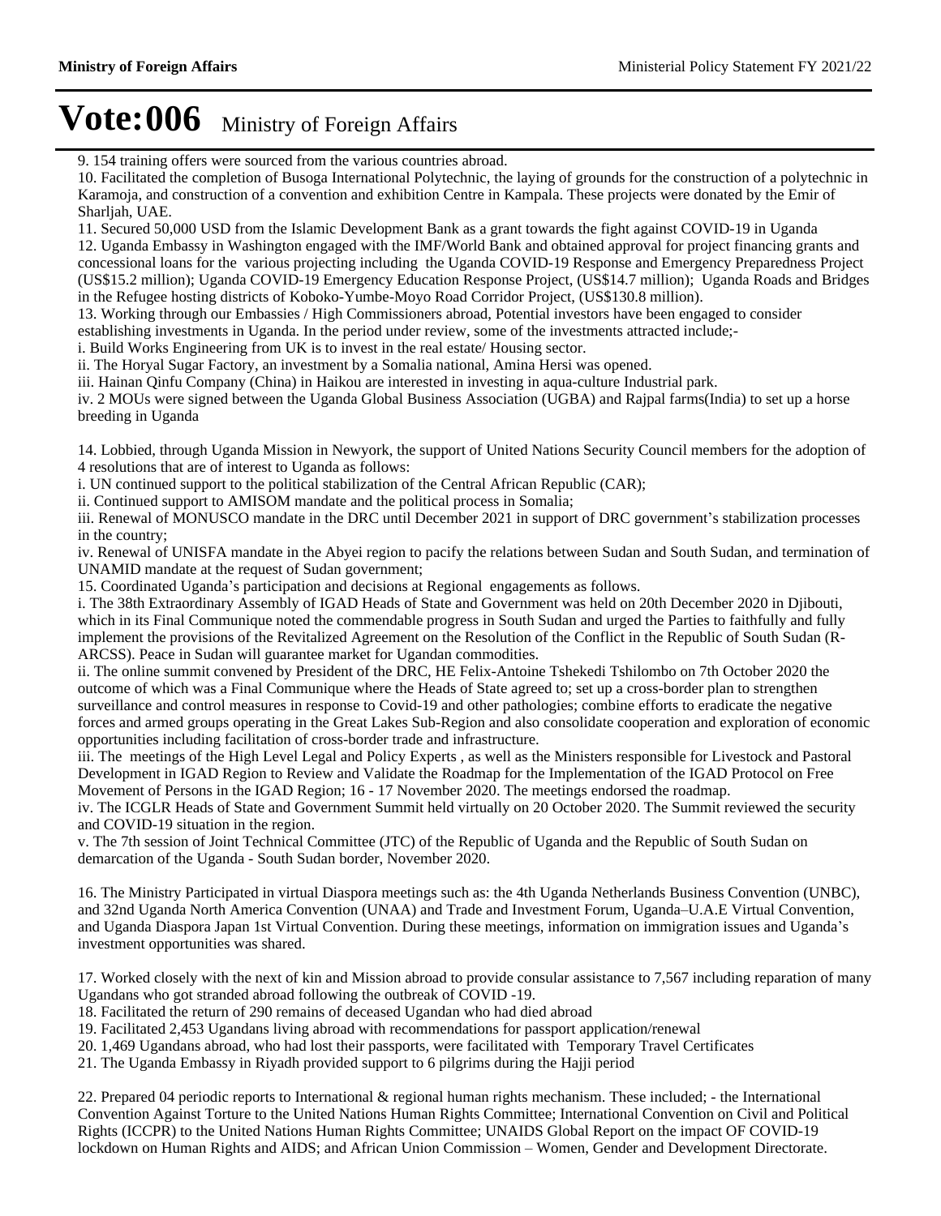# Vote:006 Ministry of Foreign Affairs

9. 154 training offers were sourced from the various countries abroad.
10. Facilitated the completion of Busoga International Polytechnic, the laying of grounds for the construction of a polytechnic in Karamoja, and construction of a convention and exhibition Centre in Kampala. These projects were donated by the Emir of Sharljah, UAE.
11. Secured 50,000 USD from the Islamic Development Bank as a grant towards the fight against COVID-19 in Uganda
12. Uganda Embassy in Washington engaged with the IMF/World Bank and obtained approval for project financing grants and concessional loans for the various projecting including the Uganda COVID-19 Response and Emergency Preparedness Project (US$15.2 million); Uganda COVID-19 Emergency Education Response Project, (US$14.7 million); Uganda Roads and Bridges in the Refugee hosting districts of Koboko-Yumbe-Moyo Road Corridor Project, (US$130.8 million).
13. Working through our Embassies / High Commissioners abroad, Potential investors have been engaged to consider establishing investments in Uganda. In the period under review, some of the investments attracted include;-
i. Build Works Engineering from UK is to invest in the real estate/ Housing sector.
ii. The Horyal Sugar Factory, an investment by a Somalia national, Amina Hersi was opened.
iii. Hainan Qinfu Company (China) in Haikou are interested in investing in aqua-culture Industrial park.
iv. 2 MOUs were signed between the Uganda Global Business Association (UGBA) and Rajpal farms(India) to set up a horse breeding in Uganda

14. Lobbied, through Uganda Mission in Newyork, the support of United Nations Security Council members for the adoption of 4 resolutions that are of interest to Uganda as follows:
i. UN continued support to the political stabilization of the Central African Republic (CAR);
ii. Continued support to AMISOM mandate and the political process in Somalia;
iii. Renewal of MONUSCO mandate in the DRC until December 2021 in support of DRC government's stabilization processes in the country;
iv. Renewal of UNISFA mandate in the Abyei region to pacify the relations between Sudan and South Sudan, and termination of UNAMID mandate at the request of Sudan government;
15. Coordinated Uganda's participation and decisions at Regional engagements as follows.
i. The 38th Extraordinary Assembly of IGAD Heads of State and Government was held on 20th December 2020 in Djibouti, which in its Final Communique noted the commendable progress in South Sudan and urged the Parties to faithfully and fully implement the provisions of the Revitalized Agreement on the Resolution of the Conflict in the Republic of South Sudan (R-ARCSS). Peace in Sudan will guarantee market for Ugandan commodities.
ii. The online summit convened by President of the DRC, HE Felix-Antoine Tshekedi Tshilombo on 7th October 2020 the outcome of which was a Final Communique where the Heads of State agreed to; set up a cross-border plan to strengthen surveillance and control measures in response to Covid-19 and other pathologies; combine efforts to eradicate the negative forces and armed groups operating in the Great Lakes Sub-Region and also consolidate cooperation and exploration of economic opportunities including facilitation of cross-border trade and infrastructure.
iii. The meetings of the High Level Legal and Policy Experts , as well as the Ministers responsible for Livestock and Pastoral Development in IGAD Region to Review and Validate the Roadmap for the Implementation of the IGAD Protocol on Free Movement of Persons in the IGAD Region; 16 - 17 November 2020. The meetings endorsed the roadmap.
iv. The ICGLR Heads of State and Government Summit held virtually on 20 October 2020. The Summit reviewed the security and COVID-19 situation in the region.
v. The 7th session of Joint Technical Committee (JTC) of the Republic of Uganda and the Republic of South Sudan on demarcation of the Uganda - South Sudan border, November 2020.

16. The Ministry Participated in virtual Diaspora meetings such as: the 4th Uganda Netherlands Business Convention (UNBC), and 32nd Uganda North America Convention (UNAA) and Trade and Investment Forum, Uganda–U.A.E Virtual Convention, and Uganda Diaspora Japan 1st Virtual Convention. During these meetings, information on immigration issues and Uganda's investment opportunities was shared.

17. Worked closely with the next of kin and Mission abroad to provide consular assistance to 7,567 including reparation of many Ugandans who got stranded abroad following the outbreak of COVID -19.
18. Facilitated the return of 290 remains of deceased Ugandan who had died abroad
19. Facilitated 2,453 Ugandans living abroad with recommendations for passport application/renewal
20. 1,469 Ugandans abroad, who had lost their passports, were facilitated with Temporary Travel Certificates
21. The Uganda Embassy in Riyadh provided support to 6 pilgrims during the Hajji period

22. Prepared 04 periodic reports to International & regional human rights mechanism. These included; - the International Convention Against Torture to the United Nations Human Rights Committee; International Convention on Civil and Political Rights (ICCPR) to the United Nations Human Rights Committee; UNAIDS Global Report on the impact OF COVID-19 lockdown on Human Rights and AIDS; and African Union Commission – Women, Gender and Development Directorate.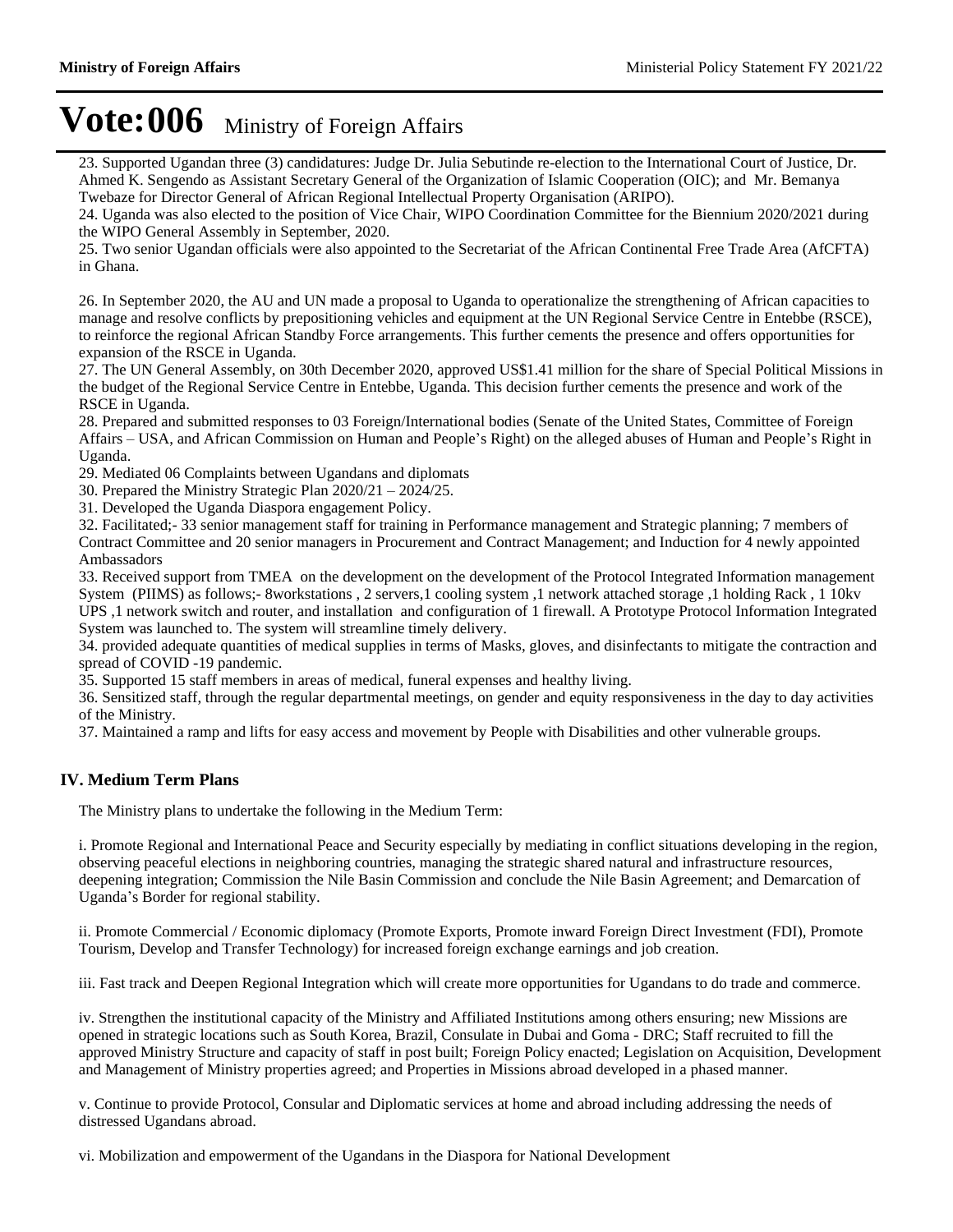# Vote:006 Ministry of Foreign Affairs

23. Supported Ugandan three (3) candidatures: Judge Dr. Julia Sebutinde re-election to the International Court of Justice, Dr. Ahmed K. Sengendo as Assistant Secretary General of the Organization of Islamic Cooperation (OIC); and Mr. Bemanya Twebaze for Director General of African Regional Intellectual Property Organisation (ARIPO).
24. Uganda was also elected to the position of Vice Chair, WIPO Coordination Committee for the Biennium 2020/2021 during the WIPO General Assembly in September, 2020.
25. Two senior Ugandan officials were also appointed to the Secretariat of the African Continental Free Trade Area (AfCFTA) in Ghana.

26. In September 2020, the AU and UN made a proposal to Uganda to operationalize the strengthening of African capacities to manage and resolve conflicts by prepositioning vehicles and equipment at the UN Regional Service Centre in Entebbe (RSCE), to reinforce the regional African Standby Force arrangements. This further cements the presence and offers opportunities for expansion of the RSCE in Uganda.
27. The UN General Assembly, on 30th December 2020, approved US$1.41 million for the share of Special Political Missions in the budget of the Regional Service Centre in Entebbe, Uganda. This decision further cements the presence and work of the RSCE in Uganda.
28. Prepared and submitted responses to 03 Foreign/International bodies (Senate of the United States, Committee of Foreign Affairs – USA, and African Commission on Human and People's Right) on the alleged abuses of Human and People's Right in Uganda.
29. Mediated 06 Complaints between Ugandans and diplomats
30. Prepared the Ministry Strategic Plan 2020/21 – 2024/25.
31. Developed the Uganda Diaspora engagement Policy.
32. Facilitated;- 33 senior management staff for training in Performance management and Strategic planning; 7 members of Contract Committee and 20 senior managers in Procurement and Contract Management; and Induction for 4 newly appointed Ambassadors
33. Received support from TMEA on the development on the development of the Protocol Integrated Information management System (PIIMS) as follows;- 8workstations , 2 servers,1 cooling system ,1 network attached storage ,1 holding Rack , 1 10kv UPS ,1 network switch and router, and installation and configuration of 1 firewall. A Prototype Protocol Information Integrated System was launched to. The system will streamline timely delivery.
34. provided adequate quantities of medical supplies in terms of Masks, gloves, and disinfectants to mitigate the contraction and spread of COVID -19 pandemic.
35. Supported 15 staff members in areas of medical, funeral expenses and healthy living.
36. Sensitized staff, through the regular departmental meetings, on gender and equity responsiveness in the day to day activities of the Ministry.
37. Maintained a ramp and lifts for easy access and movement by People with Disabilities and other vulnerable groups.

## IV. Medium Term Plans

The Ministry plans to undertake the following in the Medium Term:

i. Promote Regional and International Peace and Security especially by mediating in conflict situations developing in the region, observing peaceful elections in neighboring countries, managing the strategic shared natural and infrastructure resources, deepening integration; Commission the Nile Basin Commission and conclude the Nile Basin Agreement; and Demarcation of Uganda's Border for regional stability.

ii. Promote Commercial / Economic diplomacy (Promote Exports, Promote inward Foreign Direct Investment (FDI), Promote Tourism, Develop and Transfer Technology) for increased foreign exchange earnings and job creation.

iii. Fast track and Deepen Regional Integration which will create more opportunities for Ugandans to do trade and commerce.

iv. Strengthen the institutional capacity of the Ministry and Affiliated Institutions among others ensuring; new Missions are opened in strategic locations such as South Korea, Brazil, Consulate in Dubai and Goma - DRC; Staff recruited to fill the approved Ministry Structure and capacity of staff in post built; Foreign Policy enacted; Legislation on Acquisition, Development and Management of Ministry properties agreed; and Properties in Missions abroad developed in a phased manner.

v. Continue to provide Protocol, Consular and Diplomatic services at home and abroad including addressing the needs of distressed Ugandans abroad.

vi. Mobilization and empowerment of the Ugandans in the Diaspora for National Development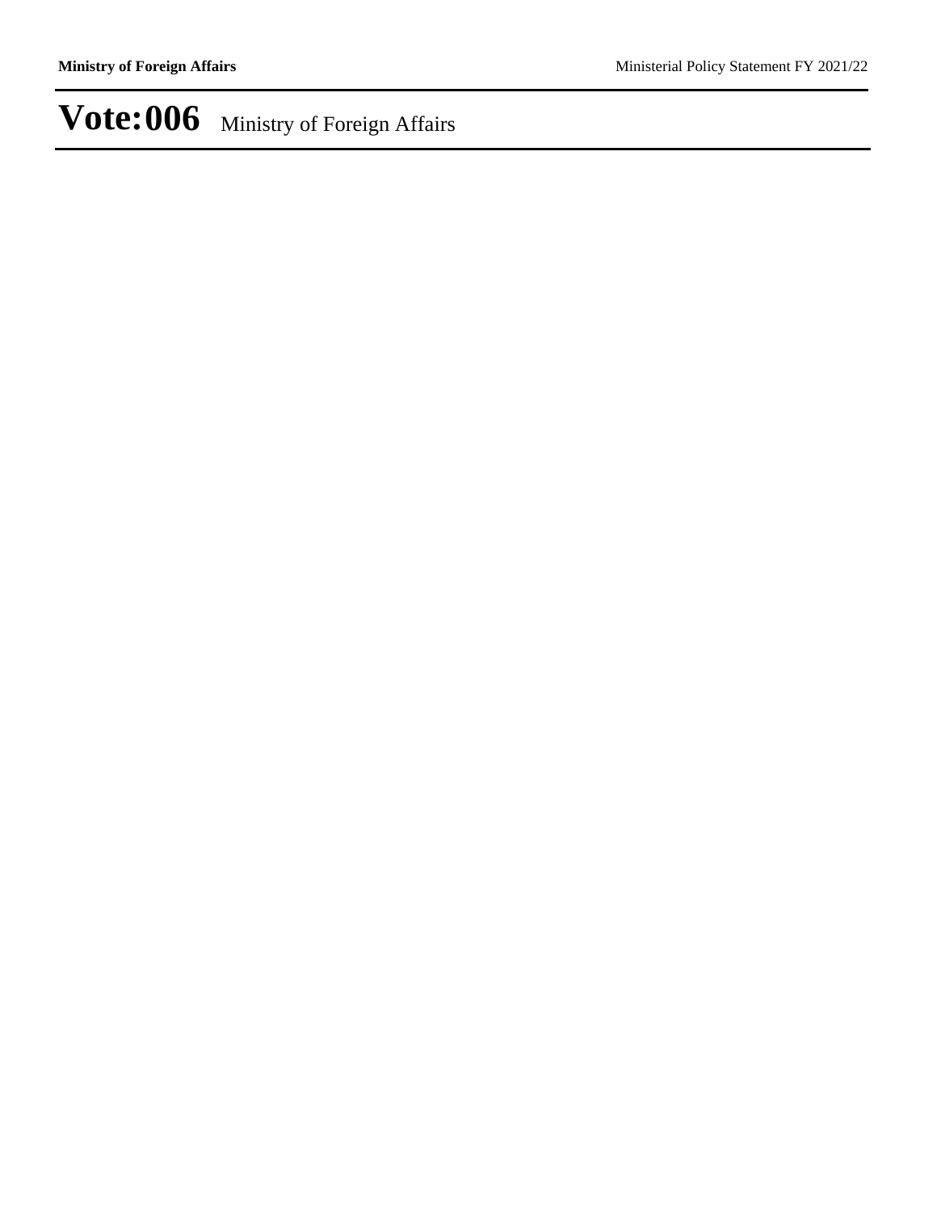# Vote:006 Ministry of Foreign Affairs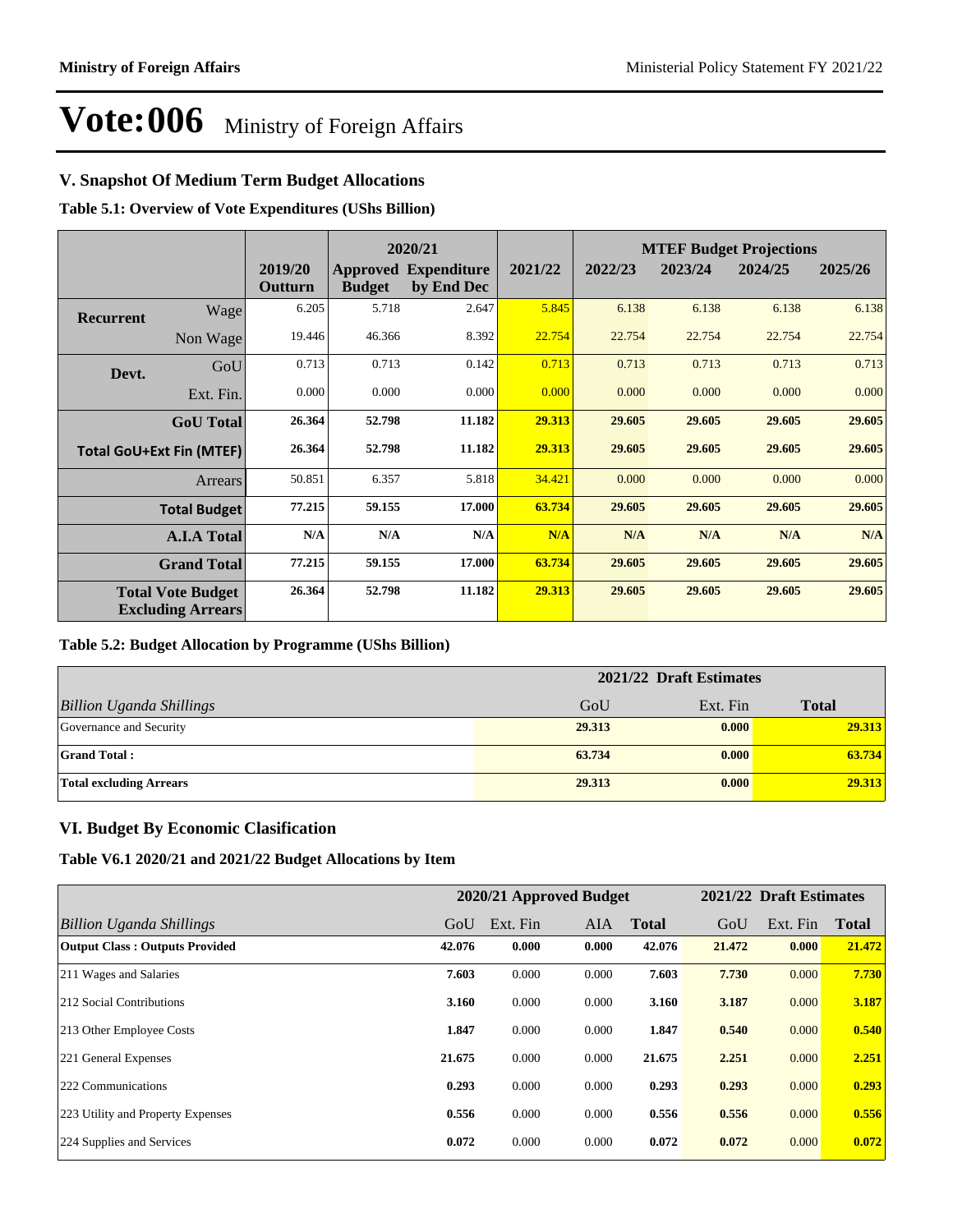# Vote:006 Ministry of Foreign Affairs

## V. Snapshot Of Medium Term Budget Allocations

**Table 5.1: Overview of Vote Expenditures (UShs Billion)**

| | | 2019/20 Outturn | 2020/21 Approved Budget | 2020/21 Expenditure by End Dec | 2021/22 | MTEF Budget Projections 2022/23 | 2023/24 | 2024/25 | 2025/26 |
|---|---|---|---|---|---|---|---|---|---|
| **Recurrent** | Wage | 6.205 | 5.718 | 2.647 | 5.845 | 6.138 | 6.138 | 6.138 | 6.138 |
| | Non Wage | 19.446 | 46.366 | 8.392 | 22.754 | 22.754 | 22.754 | 22.754 | 22.754 |
| **Devt.** | GoU | 0.713 | 0.713 | 0.142 | 0.713 | 0.713 | 0.713 | 0.713 | 0.713 |
| | Ext. Fin. | 0.000 | 0.000 | 0.000 | 0.000 | 0.000 | 0.000 | 0.000 | 0.000 |
| | **GoU Total** | **26.364** | **52.798** | **11.182** | **29.313** | **29.605** | **29.605** | **29.605** | **29.605** |
| **Total GoU+Ext Fin (MTEF)** | | **26.364** | **52.798** | **11.182** | **29.313** | **29.605** | **29.605** | **29.605** | **29.605** |
| | Arrears | 50.851 | 6.357 | 5.818 | 34.421 | 0.000 | 0.000 | 0.000 | 0.000 |
| | **Total Budget** | **77.215** | **59.155** | **17.000** | **63.734** | **29.605** | **29.605** | **29.605** | **29.605** |
| | **A.I.A Total** | **N/A** | **N/A** | **N/A** | **N/A** | **N/A** | **N/A** | **N/A** | **N/A** |
| | **Grand Total** | **77.215** | **59.155** | **17.000** | **63.734** | **29.605** | **29.605** | **29.605** | **29.605** |
| **Total Vote Budget Excluding Arrears** | | **26.364** | **52.798** | **11.182** | **29.313** | **29.605** | **29.605** | **29.605** | **29.605** |

**Table 5.2: Budget Allocation by Programme (UShs Billion)**

| | 2021/22 Draft Estimates | | |
|---|---|---|---|
| *Billion Uganda Shillings* | GoU | Ext. Fin | **Total** |
| Governance and Security | **29.313** | **0.000** | **29.313** |
| **Grand Total :** | **63.734** | **0.000** | **63.734** |
| **Total excluding Arrears** | **29.313** | **0.000** | **29.313** |

## VI. Budget By Economic Clasification

**Table V6.1 2020/21 and 2021/22 Budget Allocations by Item**

| | 2020/21 Approved Budget | | | | 2021/22 Draft Estimates | | |
|---|---|---|---|---|---|---|---|
| *Billion Uganda Shillings* | GoU | Ext. Fin | AIA | **Total** | GoU | Ext. Fin | **Total** |
| **Output Class : Outputs Provided** | **42.076** | **0.000** | **0.000** | **42.076** | **21.472** | **0.000** | **21.472** |
| 211 Wages and Salaries | **7.603** | 0.000 | 0.000 | **7.603** | **7.730** | 0.000 | **7.730** |
| 212 Social Contributions | **3.160** | 0.000 | 0.000 | **3.160** | **3.187** | 0.000 | **3.187** |
| 213 Other Employee Costs | **1.847** | 0.000 | 0.000 | **1.847** | **0.540** | 0.000 | **0.540** |
| 221 General Expenses | **21.675** | 0.000 | 0.000 | **21.675** | **2.251** | 0.000 | **2.251** |
| 222 Communications | **0.293** | 0.000 | 0.000 | **0.293** | **0.293** | 0.000 | **0.293** |
| 223 Utility and Property Expenses | **0.556** | 0.000 | 0.000 | **0.556** | **0.556** | 0.000 | **0.556** |
| 224 Supplies and Services | **0.072** | 0.000 | 0.000 | **0.072** | **0.072** | 0.000 | **0.072** |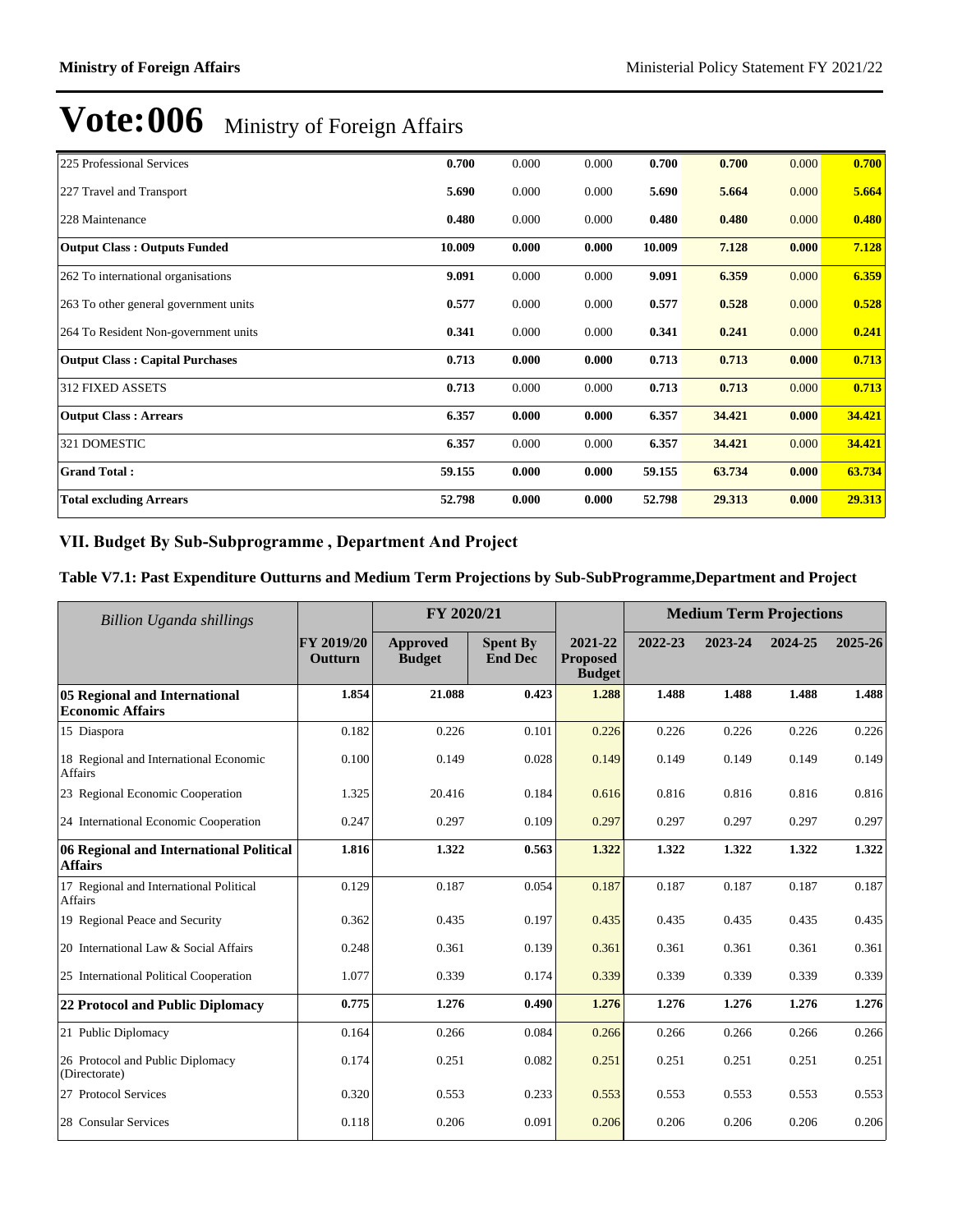# Vote:006 Ministry of Foreign Affairs

| | | | | | | | |
|---|---|---|---|---|---|---|---|
| 225 Professional Services | **0.700** | 0.000 | 0.000 | **0.700** | **0.700** | 0.000 | **0.700** |
| 227 Travel and Transport | **5.690** | 0.000 | 0.000 | **5.690** | **5.664** | 0.000 | **5.664** |
| 228 Maintenance | **0.480** | 0.000 | 0.000 | **0.480** | **0.480** | 0.000 | **0.480** |
| **Output Class : Outputs Funded** | **10.009** | **0.000** | **0.000** | **10.009** | **7.128** | **0.000** | **7.128** |
| 262 To international organisations | **9.091** | 0.000 | 0.000 | **9.091** | **6.359** | 0.000 | **6.359** |
| 263 To other general government units | **0.577** | 0.000 | 0.000 | **0.577** | **0.528** | 0.000 | **0.528** |
| 264 To Resident Non-government units | **0.341** | 0.000 | 0.000 | **0.341** | **0.241** | 0.000 | **0.241** |
| **Output Class : Capital Purchases** | **0.713** | **0.000** | **0.000** | **0.713** | **0.713** | **0.000** | **0.713** |
| 312 FIXED ASSETS | **0.713** | 0.000 | 0.000 | **0.713** | **0.713** | 0.000 | **0.713** |
| **Output Class : Arrears** | **6.357** | **0.000** | **0.000** | **6.357** | **34.421** | **0.000** | **34.421** |
| 321 DOMESTIC | **6.357** | 0.000 | 0.000 | **6.357** | **34.421** | 0.000 | **34.421** |
| **Grand Total :** | **59.155** | **0.000** | **0.000** | **59.155** | **63.734** | **0.000** | **63.734** |
| **Total excluding Arrears** | **52.798** | **0.000** | **0.000** | **52.798** | **29.313** | **0.000** | **29.313** |

## VII. Budget By Sub-Subprogramme , Department And Project

### Table V7.1: Past Expenditure Outturns and Medium Term Projections by Sub-SubProgramme,Department and Project

| *Billion Uganda shillings* | | FY 2020/21 | | | Medium Term Projections | | | |
|---|---|---|---|---|---|---|---|---|
| | **FY 2019/20 Outturn** | **Approved Budget** | **Spent By End Dec** | **2021-22 Proposed Budget** | **2022-23** | **2023-24** | **2024-25** | **2025-26** |
| **05 Regional and International Economic Affairs** | **1.854** | **21.088** | **0.423** | **1.288** | **1.488** | **1.488** | **1.488** | **1.488** |
| 15 Diaspora | 0.182 | 0.226 | 0.101 | 0.226 | 0.226 | 0.226 | 0.226 | 0.226 |
| 18 Regional and International Economic Affairs | 0.100 | 0.149 | 0.028 | 0.149 | 0.149 | 0.149 | 0.149 | 0.149 |
| 23 Regional Economic Cooperation | 1.325 | 20.416 | 0.184 | 0.616 | 0.816 | 0.816 | 0.816 | 0.816 |
| 24 International Economic Cooperation | 0.247 | 0.297 | 0.109 | 0.297 | 0.297 | 0.297 | 0.297 | 0.297 |
| **06 Regional and International Political Affairs** | **1.816** | **1.322** | **0.563** | **1.322** | **1.322** | **1.322** | **1.322** | **1.322** |
| 17 Regional and International Political Affairs | 0.129 | 0.187 | 0.054 | 0.187 | 0.187 | 0.187 | 0.187 | 0.187 |
| 19 Regional Peace and Security | 0.362 | 0.435 | 0.197 | 0.435 | 0.435 | 0.435 | 0.435 | 0.435 |
| 20 International Law & Social Affairs | 0.248 | 0.361 | 0.139 | 0.361 | 0.361 | 0.361 | 0.361 | 0.361 |
| 25 International Political Cooperation | 1.077 | 0.339 | 0.174 | 0.339 | 0.339 | 0.339 | 0.339 | 0.339 |
| **22 Protocol and Public Diplomacy** | **0.775** | **1.276** | **0.490** | **1.276** | **1.276** | **1.276** | **1.276** | **1.276** |
| 21 Public Diplomacy | 0.164 | 0.266 | 0.084 | 0.266 | 0.266 | 0.266 | 0.266 | 0.266 |
| 26 Protocol and Public Diplomacy (Directorate) | 0.174 | 0.251 | 0.082 | 0.251 | 0.251 | 0.251 | 0.251 | 0.251 |
| 27 Protocol Services | 0.320 | 0.553 | 0.233 | 0.553 | 0.553 | 0.553 | 0.553 | 0.553 |
| 28 Consular Services | 0.118 | 0.206 | 0.091 | 0.206 | 0.206 | 0.206 | 0.206 | 0.206 |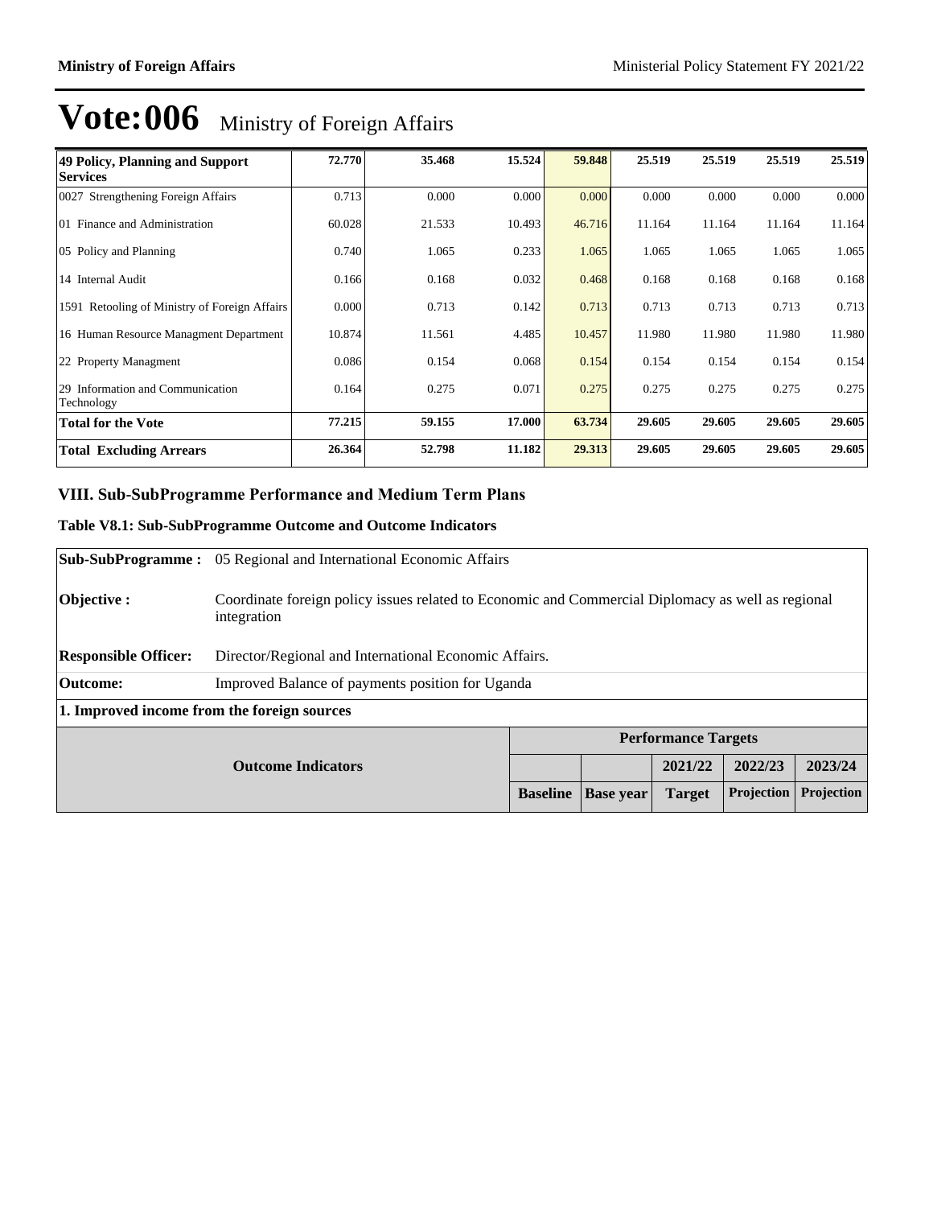# Vote:006 Ministry of Foreign Affairs

| | | | | | | | | |
|---|---|---|---|---|---|---|---|---|
| **49 Policy, Planning and Support Services** | **72.770** | **35.468** | **15.524** | **59.848** | **25.519** | **25.519** | **25.519** | **25.519** |
| 0027 Strengthening Foreign Affairs | 0.713 | 0.000 | 0.000 | 0.000 | 0.000 | 0.000 | 0.000 | 0.000 |
| 01 Finance and Administration | 60.028 | 21.533 | 10.493 | 46.716 | 11.164 | 11.164 | 11.164 | 11.164 |
| 05 Policy and Planning | 0.740 | 1.065 | 0.233 | 1.065 | 1.065 | 1.065 | 1.065 | 1.065 |
| 14 Internal Audit | 0.166 | 0.168 | 0.032 | 0.468 | 0.168 | 0.168 | 0.168 | 0.168 |
| 1591 Retooling of Ministry of Foreign Affairs | 0.000 | 0.713 | 0.142 | 0.713 | 0.713 | 0.713 | 0.713 | 0.713 |
| 16 Human Resource Managment Department | 10.874 | 11.561 | 4.485 | 10.457 | 11.980 | 11.980 | 11.980 | 11.980 |
| 22 Property Managment | 0.086 | 0.154 | 0.068 | 0.154 | 0.154 | 0.154 | 0.154 | 0.154 |
| 29 Information and Communication Technology | 0.164 | 0.275 | 0.071 | 0.275 | 0.275 | 0.275 | 0.275 | 0.275 |
| **Total for the Vote** | **77.215** | **59.155** | **17.000** | **63.734** | **29.605** | **29.605** | **29.605** | **29.605** |
| **Total Excluding Arrears** | **26.364** | **52.798** | **11.182** | **29.313** | **29.605** | **29.605** | **29.605** | **29.605** |

## VIII. Sub-SubProgramme Performance and Medium Term Plans

### Table V8.1: Sub-SubProgramme Outcome and Outcome Indicators

| | |
|---|---|
| **Sub-SubProgramme :** | 05 Regional and International Economic Affairs |
| **Objective :** | Coordinate foreign policy issues related to Economic and Commercial Diplomacy as well as regional integration |
| **Responsible Officer:** | Director/Regional and International Economic Affairs. |
| **Outcome:** | Improved Balance of payments position for Uganda |

**1. Improved income from the foreign sources**

| Outcome Indicators | Performance Targets | | | | |
|---|---|---|---|---|---|
| | | | 2021/22 | 2022/23 | 2023/24 |
| | **Baseline** | **Base year** | **Target** | **Projection** | **Projection** |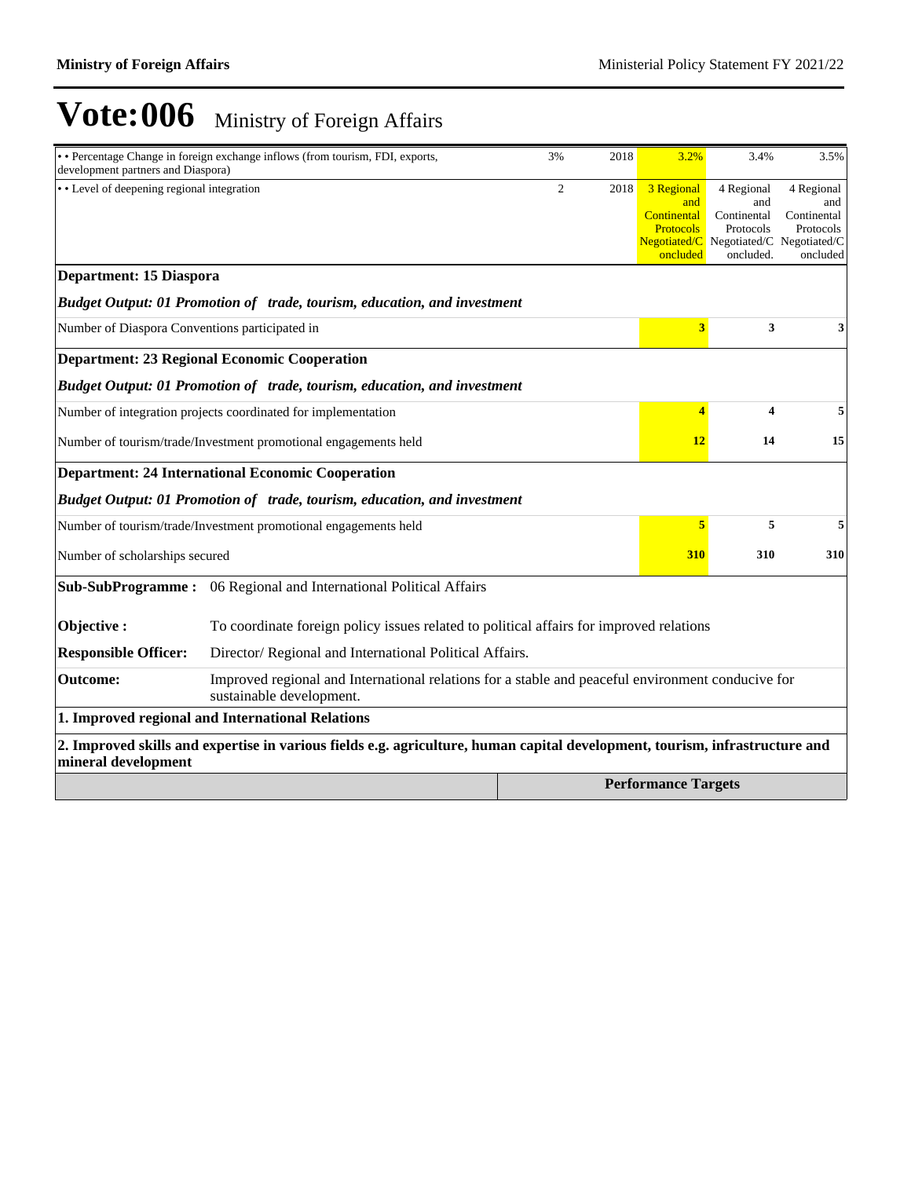# Vote:006 Ministry of Foreign Affairs

| | | | | | |
|---|---|---|---|---|---|
| • • Percentage Change in foreign exchange inflows (from tourism, FDI, exports, development partners and Diaspora) | 3% | 2018 | 3.2% | 3.4% | 3.5% |
| • • Level of deepening regional integration | 2 | 2018 | 3 Regional and Continental Protocols Negotiated/Concluded | 4 Regional and Continental Protocols Negotiated/Concluded. | 4 Regional and Continental Protocols Negotiated/Concluded |
| **Department: 15 Diaspora** | | | | | |
| ***Budget Output: 01 Promotion of trade, tourism, education, and investment*** | | | | | |
| Number of Diaspora Conventions participated in | | | **3** | **3** | **3** |
| **Department: 23 Regional Economic Cooperation** | | | | | |
| ***Budget Output: 01 Promotion of trade, tourism, education, and investment*** | | | | | |
| Number of integration projects coordinated for implementation | | | **4** | **4** | **5** |
| Number of tourism/trade/Investment promotional engagements held | | | **12** | **14** | **15** |
| **Department: 24 International Economic Cooperation** | | | | | |
| ***Budget Output: 01 Promotion of trade, tourism, education, and investment*** | | | | | |
| Number of tourism/trade/Investment promotional engagements held | | | **5** | **5** | **5** |
| Number of scholarships secured | | | **310** | **310** | **310** |

**Sub-SubProgramme :** 06 Regional and International Political Affairs

**Objective :** To coordinate foreign policy issues related to political affairs for improved relations

**Responsible Officer:** Director/ Regional and International Political Affairs.

**Outcome:** Improved regional and International relations for a stable and peaceful environment conducive for sustainable development.

**1. Improved regional and International Relations**

**2. Improved skills and expertise in various fields e.g. agriculture, human capital development, tourism, infrastructure and mineral development**

| | Performance Targets |
|---|---|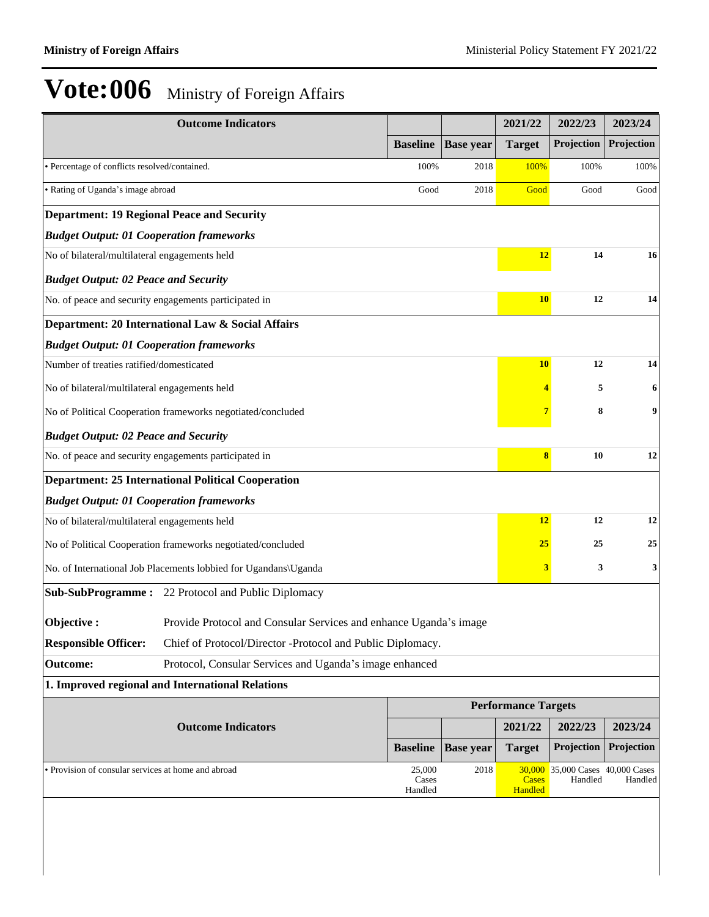# Vote:006 Ministry of Foreign Affairs

| Outcome Indicators | | | 2021/22 | 2022/23 | 2023/24 |
|---|---|---|---|---|---|
| | Baseline | Base year | Target | Projection | Projection |
| • Percentage of conflicts resolved/contained. | 100% | 2018 | 100% | 100% | 100% |
| • Rating of Uganda's image abroad | Good | 2018 | Good | Good | Good |
| **Department: 19 Regional Peace and Security** | | | | | |
| ***Budget Output: 01 Cooperation frameworks*** | | | | | |
| No of bilateral/multilateral engagements held | | | **12** | **14** | **16** |
| ***Budget Output: 02 Peace and Security*** | | | | | |
| No. of peace and security engagements participated in | | | **10** | **12** | **14** |
| **Department: 20 International Law & Social Affairs** | | | | | |
| ***Budget Output: 01 Cooperation frameworks*** | | | | | |
| Number of treaties ratified/domesticated | | | **10** | **12** | **14** |
| No of bilateral/multilateral engagements held | | | **4** | **5** | **6** |
| No of Political Cooperation frameworks negotiated/concluded | | | **7** | **8** | **9** |
| ***Budget Output: 02 Peace and Security*** | | | | | |
| No. of peace and security engagements participated in | | | **8** | **10** | **12** |
| **Department: 25 International Political Cooperation** | | | | | |
| ***Budget Output: 01 Cooperation frameworks*** | | | | | |
| No of bilateral/multilateral engagements held | | | **12** | **12** | **12** |
| No of Political Cooperation frameworks negotiated/concluded | | | **25** | **25** | **25** |
| No. of International Job Placements lobbied for Ugandans\Uganda | | | **3** | **3** | **3** |

**Sub-SubProgramme :** 22 Protocol and Public Diplomacy

**Objective :** Provide Protocol and Consular Services and enhance Uganda's image

**Responsible Officer:** Chief of Protocol/Director -Protocol and Public Diplomacy.

**Outcome:** Protocol, Consular Services and Uganda's image enhanced

**1. Improved regional and International Relations**

| Outcome Indicators | Performance Targets | | | | |
|---|---|---|---|---|---|
| | | | 2021/22 | 2022/23 | 2023/24 |
| | Baseline | Base year | Target | Projection | Projection |
| • Provision of consular services at home and abroad | 25,000 Cases Handled | 2018 | 30,000 Cases Handled | 35,000 Cases Handled | 40,000 Cases Handled |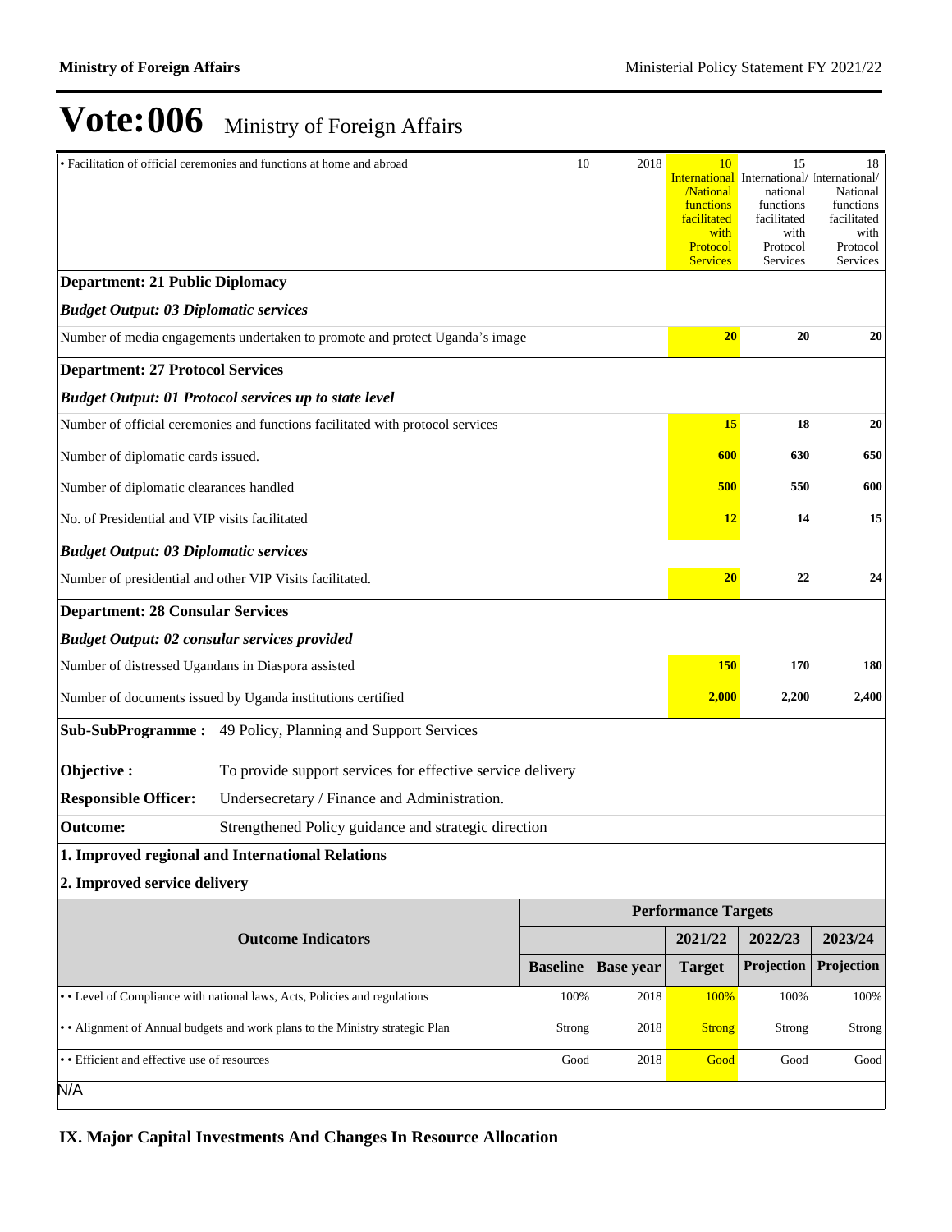# Vote:006 Ministry of Foreign Affairs

| | | | | | |
|---|---|---|---|---|---|
| • Facilitation of official ceremonies and functions at home and abroad | 10 | 2018 | 10 International /National functions facilitated with Protocol Services | 15 International/ national functions facilitated with Protocol Services | 18 International/ National functions facilitated with Protocol Services |
| **Department: 21 Public Diplomacy** | | | | | |
| ***Budget Output: 03 Diplomatic services*** | | | | | |
| Number of media engagements undertaken to promote and protect Uganda's image | | | **20** | **20** | **20** |
| **Department: 27 Protocol Services** | | | | | |
| ***Budget Output: 01 Protocol services up to state level*** | | | | | |
| Number of official ceremonies and functions facilitated with protocol services | | | **15** | **18** | **20** |
| Number of diplomatic cards issued. | | | **600** | **630** | **650** |
| Number of diplomatic clearances handled | | | **500** | **550** | **600** |
| No. of Presidential and VIP visits facilitated | | | **12** | **14** | **15** |
| ***Budget Output: 03 Diplomatic services*** | | | | | |
| Number of presidential and other VIP Visits facilitated. | | | **20** | **22** | **24** |
| **Department: 28 Consular Services** | | | | | |
| ***Budget Output: 02 consular services provided*** | | | | | |
| Number of distressed Ugandans in Diaspora assisted | | | **150** | **170** | **180** |
| Number of documents issued by Uganda institutions certified | | | **2,000** | **2,200** | **2,400** |

| | |
|---|---|
| **Sub-SubProgramme :** | 49 Policy, Planning and Support Services |
| **Objective :** | To provide support services for effective service delivery |
| **Responsible Officer:** | Undersecretary / Finance and Administration. |
| **Outcome:** | Strengthened Policy guidance and strategic direction |

**1. Improved regional and International Relations**

**2. Improved service delivery**

| Outcome Indicators | Performance Targets | | | | |
|---|---|---|---|---|---|
| | | | 2021/22 | 2022/23 | 2023/24 |
| | Baseline | Base year | Target | Projection | Projection |
| • • Level of Compliance with national laws, Acts, Policies and regulations | 100% | 2018 | 100% | 100% | 100% |
| • • Alignment of Annual budgets and work plans to the Ministry strategic Plan | Strong | 2018 | Strong | Strong | Strong |
| • • Efficient and effective use of resources | Good | 2018 | Good | Good | Good |

N/A

## IX. Major Capital Investments And Changes In Resource Allocation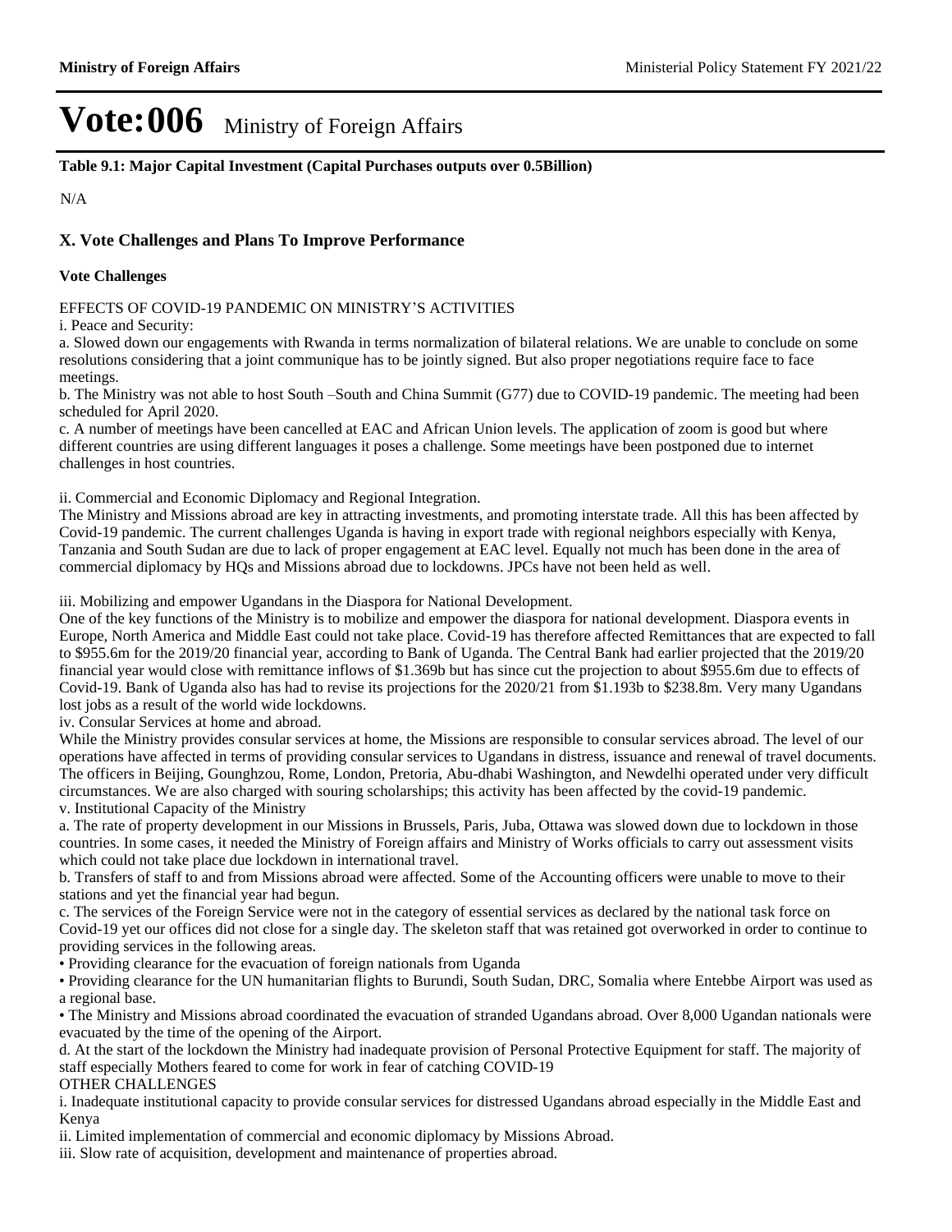# Vote:006 Ministry of Foreign Affairs

**Table 9.1: Major Capital Investment (Capital Purchases outputs over 0.5Billion)**

N/A

## X. Vote Challenges and Plans To Improve Performance

### Vote Challenges

EFFECTS OF COVID-19 PANDEMIC ON MINISTRY'S ACTIVITIES

i. Peace and Security:

a. Slowed down our engagements with Rwanda in terms normalization of bilateral relations. We are unable to conclude on some resolutions considering that a joint communique has to be jointly signed. But also proper negotiations require face to face meetings.

b. The Ministry was not able to host South –South and China Summit (G77) due to COVID-19 pandemic. The meeting had been scheduled for April 2020.

c. A number of meetings have been cancelled at EAC and African Union levels. The application of zoom is good but where different countries are using different languages it poses a challenge. Some meetings have been postponed due to internet challenges in host countries.

ii. Commercial and Economic Diplomacy and Regional Integration.

The Ministry and Missions abroad are key in attracting investments, and promoting interstate trade. All this has been affected by Covid-19 pandemic. The current challenges Uganda is having in export trade with regional neighbors especially with Kenya, Tanzania and South Sudan are due to lack of proper engagement at EAC level. Equally not much has been done in the area of commercial diplomacy by HQs and Missions abroad due to lockdowns. JPCs have not been held as well.

iii. Mobilizing and empower Ugandans in the Diaspora for National Development.

One of the key functions of the Ministry is to mobilize and empower the diaspora for national development. Diaspora events in Europe, North America and Middle East could not take place. Covid-19 has therefore affected Remittances that are expected to fall to $955.6m for the 2019/20 financial year, according to Bank of Uganda. The Central Bank had earlier projected that the 2019/20 financial year would close with remittance inflows of $1.369b but has since cut the projection to about $955.6m due to effects of Covid-19. Bank of Uganda also has had to revise its projections for the 2020/21 from $1.193b to $238.8m. Very many Ugandans lost jobs as a result of the world wide lockdowns.

iv. Consular Services at home and abroad.

While the Ministry provides consular services at home, the Missions are responsible to consular services abroad. The level of our operations have affected in terms of providing consular services to Ugandans in distress, issuance and renewal of travel documents. The officers in Beijing, Gounghzou, Rome, London, Pretoria, Abu-dhabi Washington, and Newdelhi operated under very difficult circumstances. We are also charged with souring scholarships; this activity has been affected by the covid-19 pandemic.

v. Institutional Capacity of the Ministry

a. The rate of property development in our Missions in Brussels, Paris, Juba, Ottawa was slowed down due to lockdown in those countries. In some cases, it needed the Ministry of Foreign affairs and Ministry of Works officials to carry out assessment visits which could not take place due lockdown in international travel.

b. Transfers of staff to and from Missions abroad were affected. Some of the Accounting officers were unable to move to their stations and yet the financial year had begun.

c. The services of the Foreign Service were not in the category of essential services as declared by the national task force on Covid-19 yet our offices did not close for a single day. The skeleton staff that was retained got overworked in order to continue to providing services in the following areas.

- Providing clearance for the evacuation of foreign nationals from Uganda
- Providing clearance for the UN humanitarian flights to Burundi, South Sudan, DRC, Somalia where Entebbe Airport was used as a regional base.
- The Ministry and Missions abroad coordinated the evacuation of stranded Ugandans abroad. Over 8,000 Ugandan nationals were evacuated by the time of the opening of the Airport.

d. At the start of the lockdown the Ministry had inadequate provision of Personal Protective Equipment for staff. The majority of staff especially Mothers feared to come for work in fear of catching COVID-19

OTHER CHALLENGES

i. Inadequate institutional capacity to provide consular services for distressed Ugandans abroad especially in the Middle East and Kenya

ii. Limited implementation of commercial and economic diplomacy by Missions Abroad.

iii. Slow rate of acquisition, development and maintenance of properties abroad.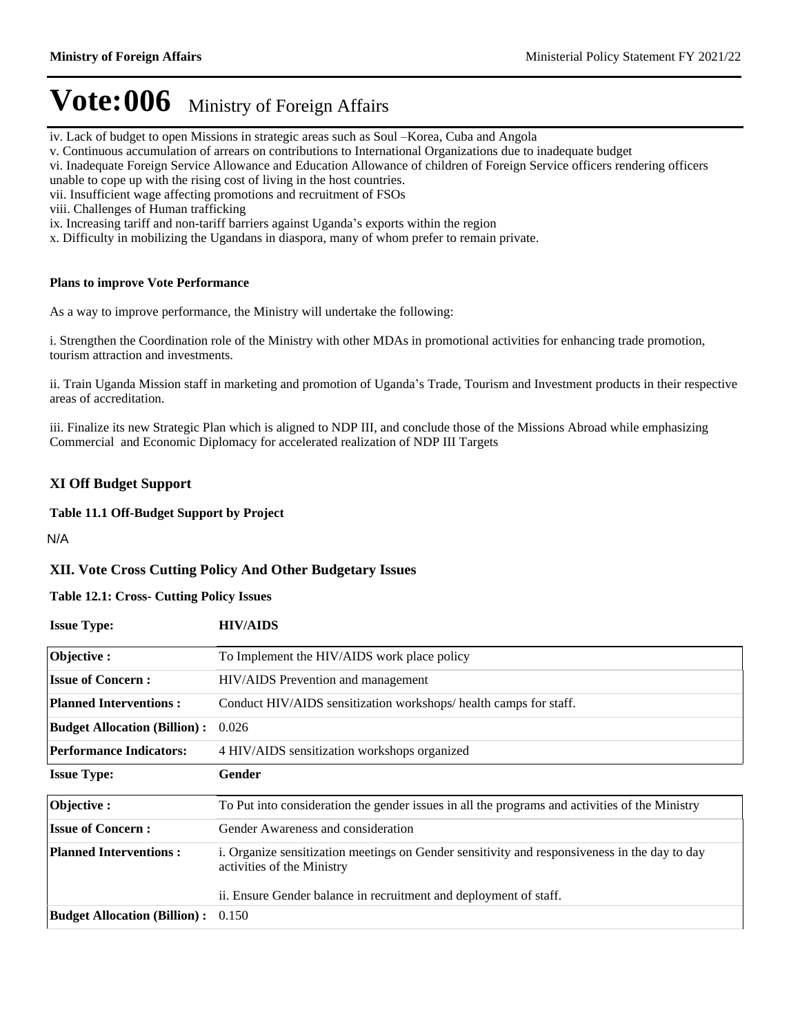# Vote:006 Ministry of Foreign Affairs

iv. Lack of budget to open Missions in strategic areas such as Soul –Korea, Cuba and Angola
v. Continuous accumulation of arrears on contributions to International Organizations due to inadequate budget
vi. Inadequate Foreign Service Allowance and Education Allowance of children of Foreign Service officers rendering officers unable to cope up with the rising cost of living in the host countries.
vii. Insufficient wage affecting promotions and recruitment of FSOs
viii. Challenges of Human trafficking
ix. Increasing tariff and non-tariff barriers against Uganda's exports within the region
x. Difficulty in mobilizing the Ugandans in diaspora, many of whom prefer to remain private.

**Plans to improve Vote Performance**

As a way to improve performance, the Ministry will undertake the following:

i. Strengthen the Coordination role of the Ministry with other MDAs in promotional activities for enhancing trade promotion, tourism attraction and investments.

ii. Train Uganda Mission staff in marketing and promotion of Uganda's Trade, Tourism and Investment products in their respective areas of accreditation.

iii. Finalize its new Strategic Plan which is aligned to NDP III, and conclude those of the Missions Abroad while emphasizing Commercial and Economic Diplomacy for accelerated realization of NDP III Targets

## XI Off Budget Support

**Table 11.1 Off-Budget Support by Project**

N/A

## XII. Vote Cross Cutting Policy And Other Budgetary Issues

**Table 12.1: Cross- Cutting Policy Issues**

**Issue Type:** **HIV/AIDS**

| | |
|---|---|
| **Objective :** | To Implement the HIV/AIDS work place policy |
| **Issue of Concern :** | HIV/AIDS Prevention and management |
| **Planned Interventions :** | Conduct HIV/AIDS sensitization workshops/ health camps for staff. |
| **Budget Allocation (Billion) :** | 0.026 |
| **Performance Indicators:** | 4 HIV/AIDS sensitization workshops organized |

**Issue Type:** **Gender**

| | |
|---|---|
| **Objective :** | To Put into consideration the gender issues in all the programs and activities of the Ministry |
| **Issue of Concern :** | Gender Awareness and consideration |
| **Planned Interventions :** | i. Organize sensitization meetings on Gender sensitivity and responsiveness in the day to day activities of the Ministry<br><br>ii. Ensure Gender balance in recruitment and deployment of staff. |
| **Budget Allocation (Billion) :** | 0.150 |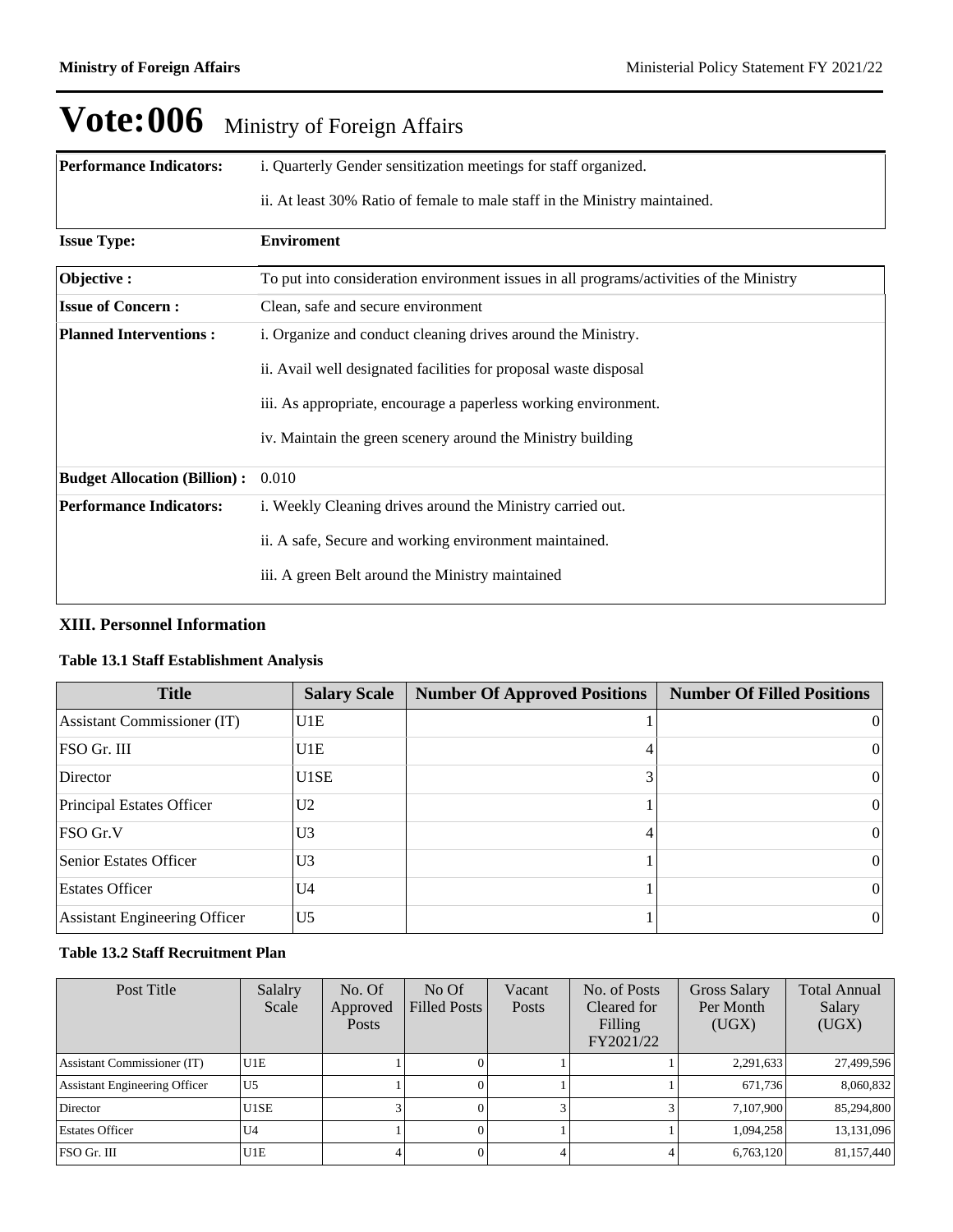# Vote:006 Ministry of Foreign Affairs

| | |
|---|---|
| **Performance Indicators:** | i. Quarterly Gender sensitization meetings for staff organized.<br><br>ii. At least 30% Ratio of female to male staff in the Ministry maintained. |
| **Issue Type:** | **Enviroment** |
| **Objective :** | To put into consideration environment issues in all programs/activities of the Ministry |
| **Issue of Concern :** | Clean, safe and secure environment |
| **Planned Interventions :** | i. Organize and conduct cleaning drives around the Ministry.<br><br>ii. Avail well designated facilities for proposal waste disposal<br><br>iii. As appropriate, encourage a paperless working environment.<br><br>iv. Maintain the green scenery around the Ministry building |
| **Budget Allocation (Billion) :** | 0.010 |
| **Performance Indicators:** | i. Weekly Cleaning drives around the Ministry carried out.<br><br>ii. A safe, Secure and working environment maintained.<br><br>iii. A green Belt around the Ministry maintained |

## XIII. Personnel Information

### Table 13.1 Staff Establishment Analysis

| Title | Salary Scale | Number Of Approved Positions | Number Of Filled Positions |
|---|---|---|---|
| Assistant Commissioner (IT) | U1E | 1 | 0 |
| FSO Gr. III | U1E | 4 | 0 |
| Director | U1SE | 3 | 0 |
| Principal Estates Officer | U2 | 1 | 0 |
| FSO Gr.V | U3 | 4 | 0 |
| Senior Estates Officer | U3 | 1 | 0 |
| Estates Officer | U4 | 1 | 0 |
| Assistant Engineering Officer | U5 | 1 | 0 |

### Table 13.2 Staff Recruitment Plan

| Post Title | Salalry Scale | No. Of Approved Posts | No Of Filled Posts | Vacant Posts | No. of Posts Cleared for Filling FY2021/22 | Gross Salary Per Month (UGX) | Total Annual Salary (UGX) |
|---|---|---|---|---|---|---|---|
| Assistant Commissioner (IT) | U1E | 1 | 0 | 1 | 1 | 2,291,633 | 27,499,596 |
| Assistant Engineering Officer | U5 | 1 | 0 | 1 | 1 | 671,736 | 8,060,832 |
| Director | U1SE | 3 | 0 | 3 | 3 | 7,107,900 | 85,294,800 |
| Estates Officer | U4 | 1 | 0 | 1 | 1 | 1,094,258 | 13,131,096 |
| FSO Gr. III | U1E | 4 | 0 | 4 | 4 | 6,763,120 | 81,157,440 |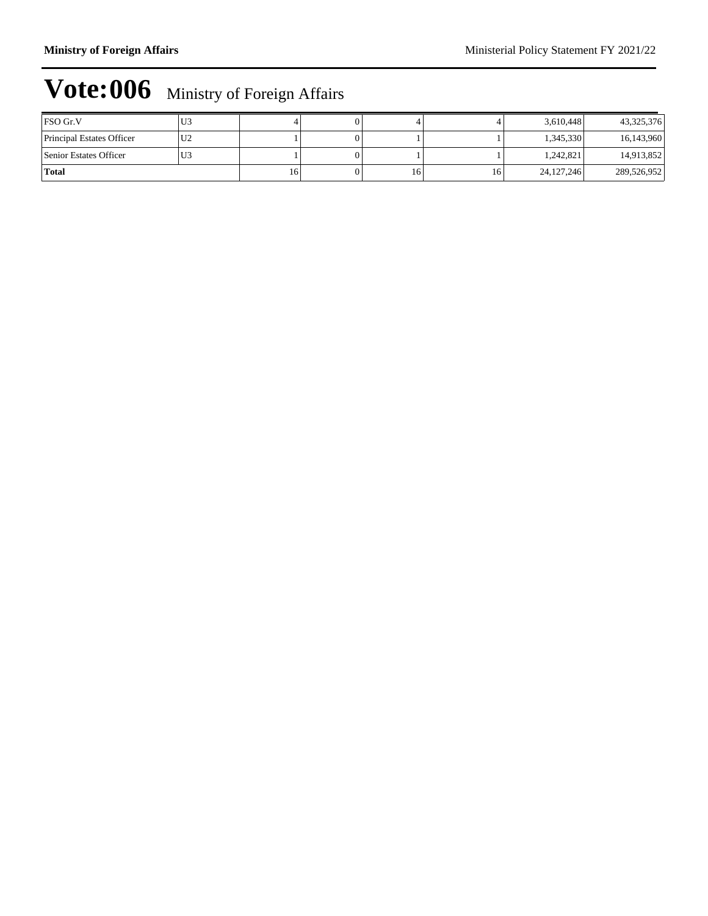# Vote:006 Ministry of Foreign Affairs

| | | | | | | | |
|---|---|---|---|---|---|---|---|
| FSO Gr.V | U3 | 4 | 0 | 4 | 4 | 3,610,448 | 43,325,376 |
| Principal Estates Officer | U2 | 1 | 0 | 1 | 1 | 1,345,330 | 16,143,960 |
| Senior Estates Officer | U3 | 1 | 0 | 1 | 1 | 1,242,821 | 14,913,852 |
| **Total** | | 16 | 0 | 16 | 16 | 24,127,246 | 289,526,952 |